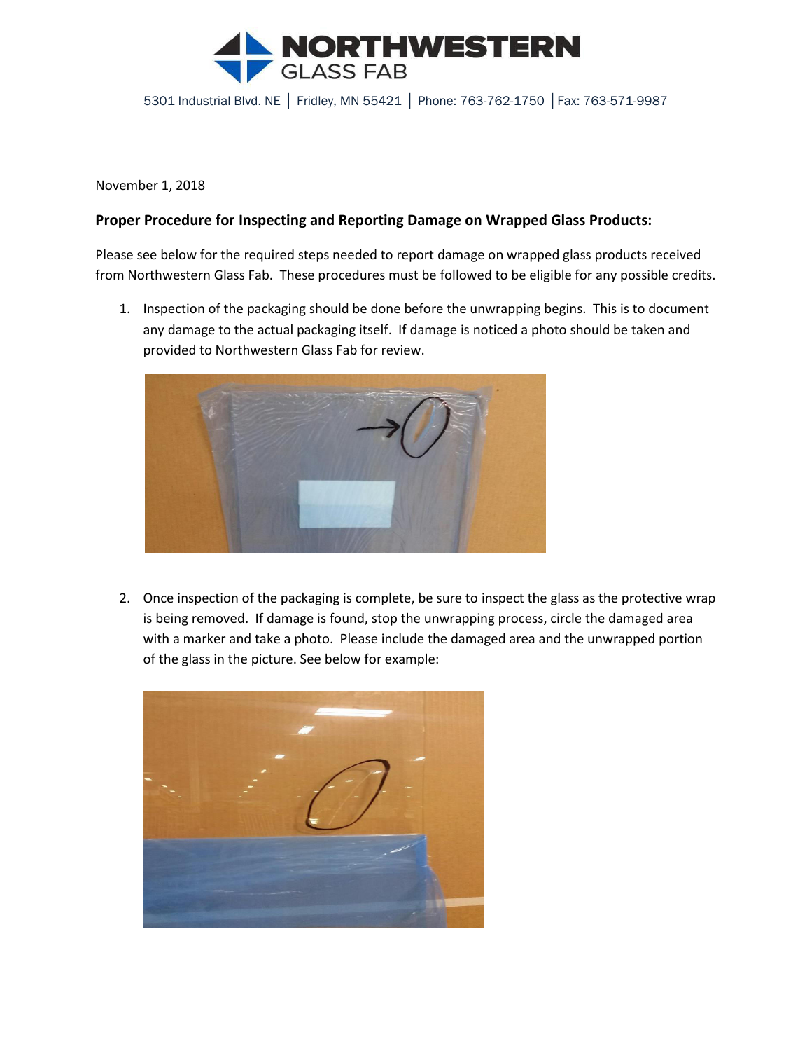# NORTHWESTERN GLASS FAB

5301 Industrial Blvd. NE | Fridley, MN 55421 | Phone: 763-762-1750 | Fax: 763-571-9987

November 1, 2018

**Proper Procedure for Inspecting and Reporting Damage on Wrapped Glass Products:**

Please see below for the required steps needed to report damage on wrapped glass products received from Northwestern Glass Fab. These procedures must be followed to be eligible for any possible credits.

1. Inspection of the packaging should be done before the unwrapping begins. This is to document any damage to the actual packaging itself. If damage is noticed a photo should be taken and provided to Northwestern Glass Fab for review.

2. Once inspection of the packaging is complete, be sure to inspect the glass as the protective wrap is being removed. If damage is found, stop the unwrapping process, circle the damaged area with a marker and take a photo. Please include the damaged area and the unwrapped portion of the glass in the picture. See below for example: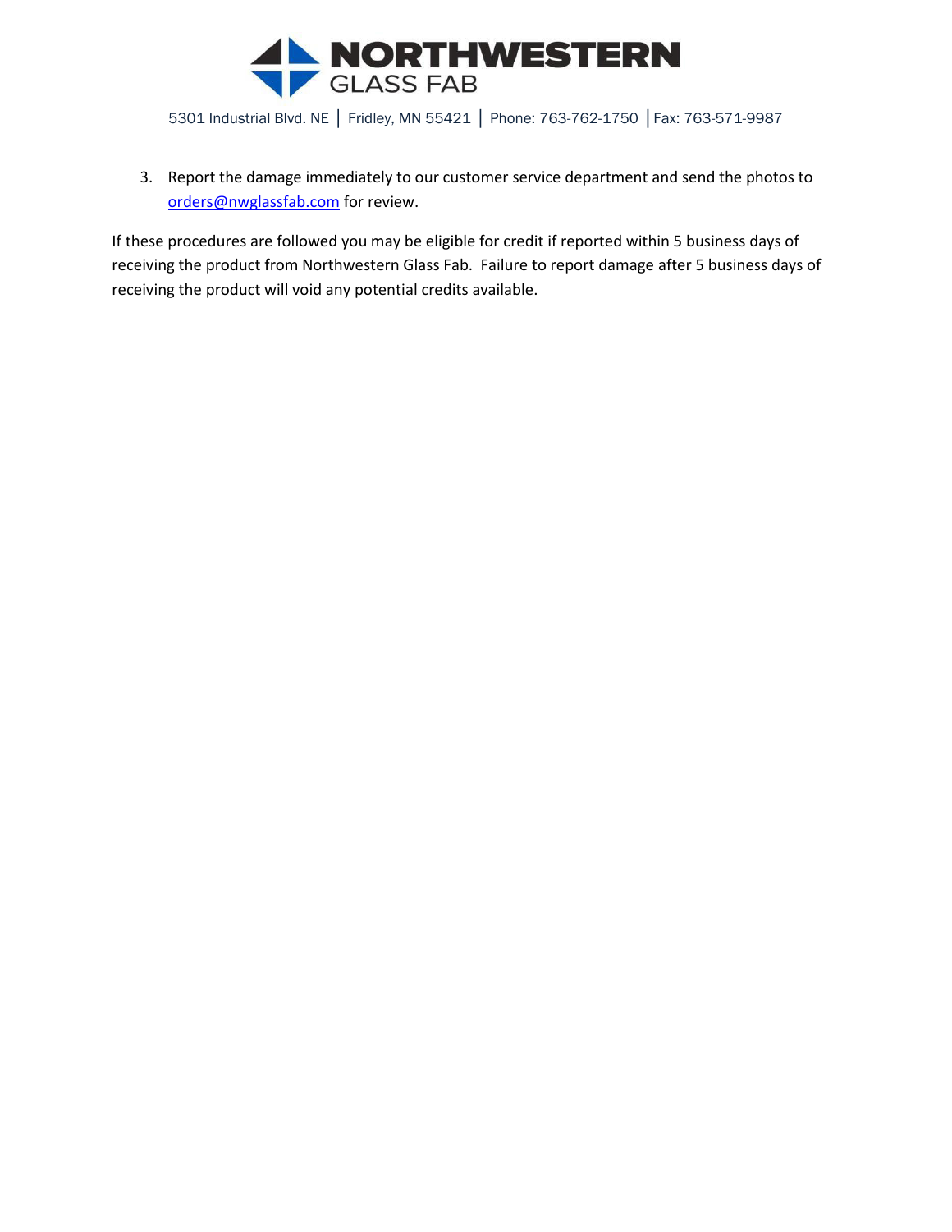3. Report the damage immediately to our customer service department and send the photos to orders@nwglassfab.com for review.

If these procedures are followed you may be eligible for credit if reported within 5 business days of receiving the product from Northwestern Glass Fab. Failure to report damage after 5 business days of receiving the product will void any potential credits available.